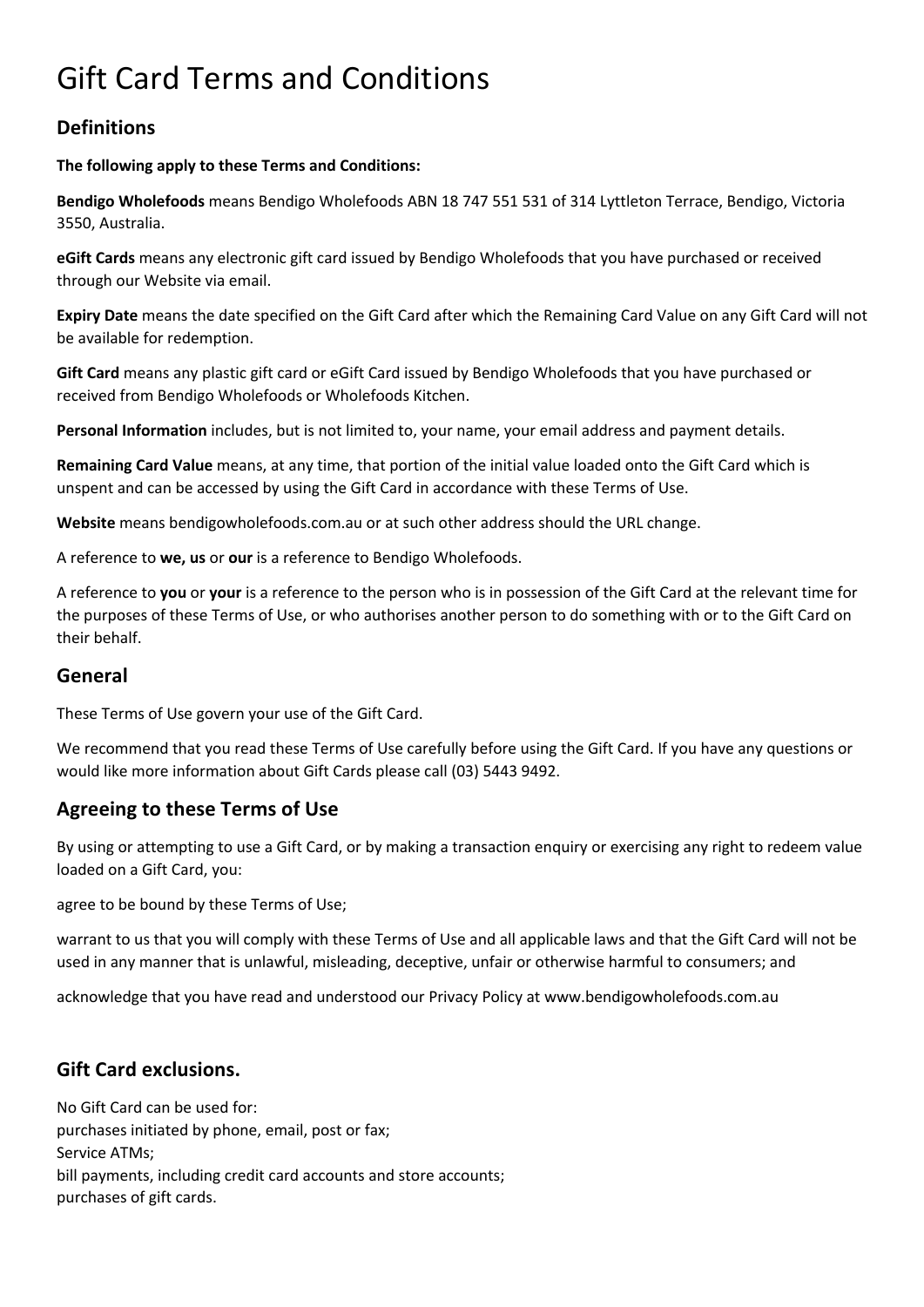# Gift Card Terms and Conditions

## Definitions

**The following apply to these Terms and Conditions:**

**Bendigo Wholefoods** means Bendigo Wholefoods ABN 18 747 551 531 of 314 Lyttleton Terrace, Bendigo, Victoria 3550, Australia.

**eGift Cards** means any electronic gift card issued by Bendigo Wholefoods that you have purchased or received through our Website via email.

**Expiry Date** means the date specified on the Gift Card after which the Remaining Card Value on any Gift Card will not be available for redemption.

**Gift Card** means any plastic gift card or eGift Card issued by Bendigo Wholefoods that you have purchased or received from Bendigo Wholefoods or Wholefoods Kitchen.

**Personal Information** includes, but is not limited to, your name, your email address and payment details.

**Remaining Card Value** means, at any time, that portion of the initial value loaded onto the Gift Card which is unspent and can be accessed by using the Gift Card in accordance with these Terms of Use.

**Website** means bendigowholefoods.com.au or at such other address should the URL change.

A reference to **we, us** or **our** is a reference to Bendigo Wholefoods.

A reference to **you** or **your** is a reference to the person who is in possession of the Gift Card at the relevant time for the purposes of these Terms of Use, or who authorises another person to do something with or to the Gift Card on their behalf.

## General

These Terms of Use govern your use of the Gift Card.

We recommend that you read these Terms of Use carefully before using the Gift Card. If you have any questions or would like more information about Gift Cards please call (03) 5443 9492.

## Agreeing to these Terms of Use

By using or attempting to use a Gift Card, or by making a transaction enquiry or exercising any right to redeem value loaded on a Gift Card, you:

agree to be bound by these Terms of Use;

warrant to us that you will comply with these Terms of Use and all applicable laws and that the Gift Card will not be used in any manner that is unlawful, misleading, deceptive, unfair or otherwise harmful to consumers; and

acknowledge that you have read and understood our Privacy Policy at www.bendigowholefoods.com.au

## Gift Card exclusions.

No Gift Card can be used for:
purchases initiated by phone, email, post or fax;
Service ATMs;
bill payments, including credit card accounts and store accounts;
purchases of gift cards.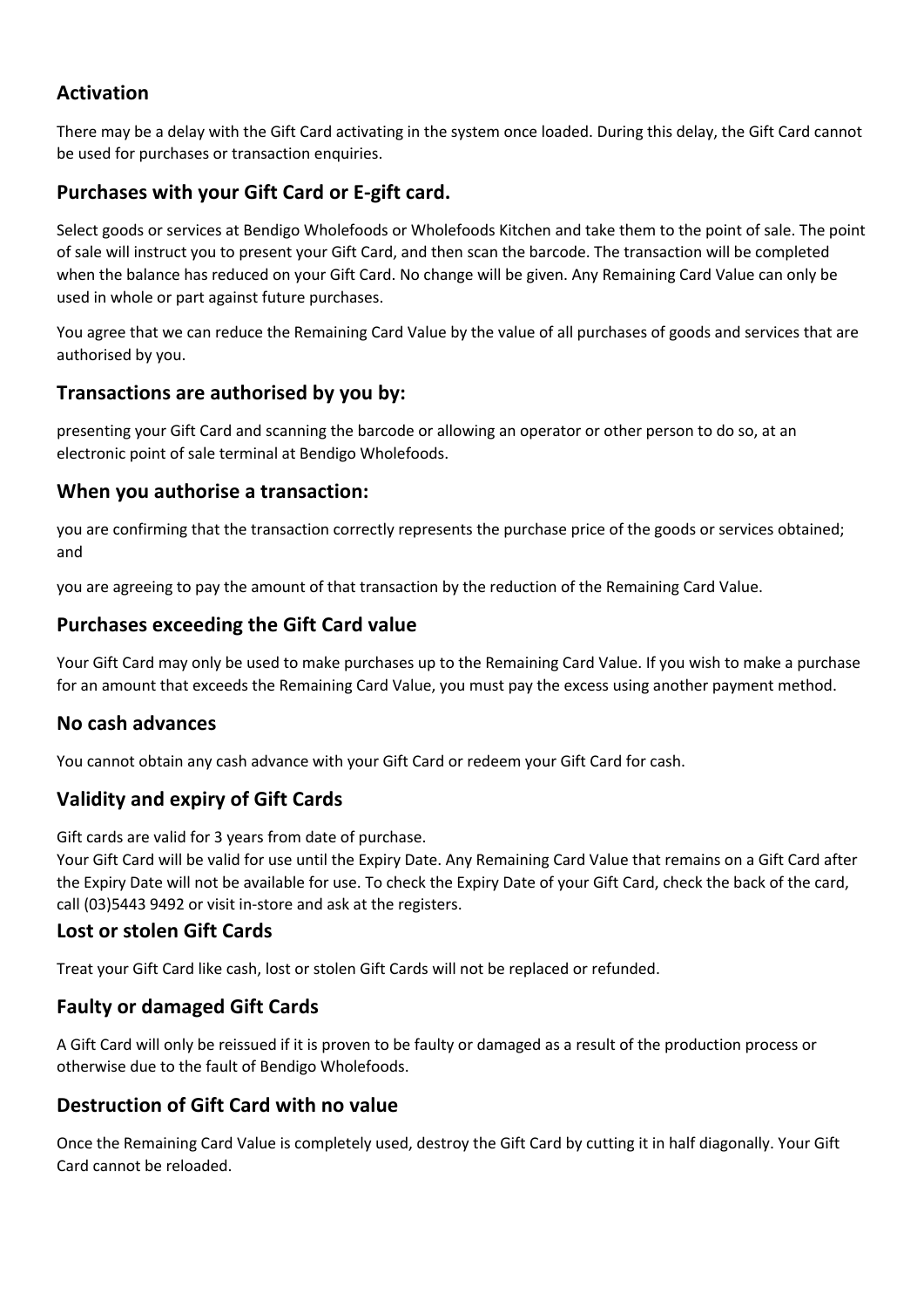## Activation

There may be a delay with the Gift Card activating in the system once loaded. During this delay, the Gift Card cannot be used for purchases or transaction enquiries.

## Purchases with your Gift Card or E-gift card.

Select goods or services at Bendigo Wholefoods or Wholefoods Kitchen and take them to the point of sale. The point of sale will instruct you to present your Gift Card, and then scan the barcode. The transaction will be completed when the balance has reduced on your Gift Card. No change will be given. Any Remaining Card Value can only be used in whole or part against future purchases.

You agree that we can reduce the Remaining Card Value by the value of all purchases of goods and services that are authorised by you.

## Transactions are authorised by you by:

presenting your Gift Card and scanning the barcode or allowing an operator or other person to do so, at an electronic point of sale terminal at Bendigo Wholefoods.

## When you authorise a transaction:

you are confirming that the transaction correctly represents the purchase price of the goods or services obtained; and

you are agreeing to pay the amount of that transaction by the reduction of the Remaining Card Value.

## Purchases exceeding the Gift Card value

Your Gift Card may only be used to make purchases up to the Remaining Card Value. If you wish to make a purchase for an amount that exceeds the Remaining Card Value, you must pay the excess using another payment method.

## No cash advances

You cannot obtain any cash advance with your Gift Card or redeem your Gift Card for cash.

## Validity and expiry of Gift Cards

Gift cards are valid for 3 years from date of purchase.
Your Gift Card will be valid for use until the Expiry Date. Any Remaining Card Value that remains on a Gift Card after the Expiry Date will not be available for use. To check the Expiry Date of your Gift Card, check the back of the card, call (03)5443 9492 or visit in-store and ask at the registers.

## Lost or stolen Gift Cards

Treat your Gift Card like cash, lost or stolen Gift Cards will not be replaced or refunded.

## Faulty or damaged Gift Cards

A Gift Card will only be reissued if it is proven to be faulty or damaged as a result of the production process or otherwise due to the fault of Bendigo Wholefoods.

## Destruction of Gift Card with no value

Once the Remaining Card Value is completely used, destroy the Gift Card by cutting it in half diagonally. Your Gift Card cannot be reloaded.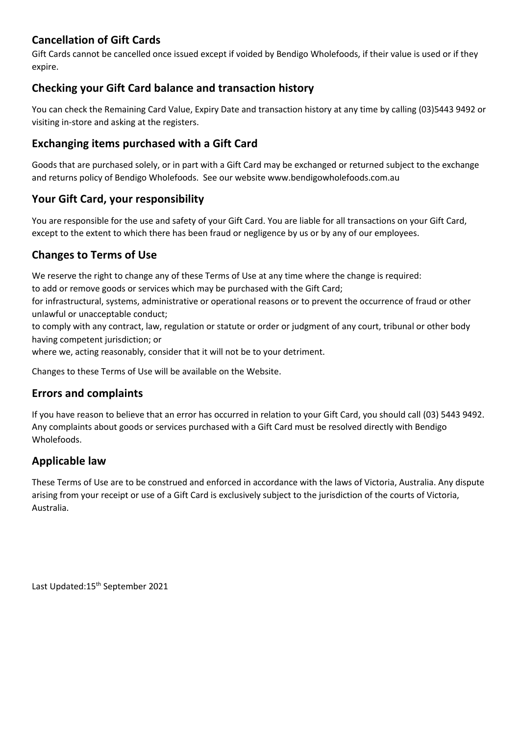## Cancellation of Gift Cards

Gift Cards cannot be cancelled once issued except if voided by Bendigo Wholefoods, if their value is used or if they expire.

## Checking your Gift Card balance and transaction history

You can check the Remaining Card Value, Expiry Date and transaction history at any time by calling (03)5443 9492 or visiting in-store and asking at the registers.

## Exchanging items purchased with a Gift Card

Goods that are purchased solely, or in part with a Gift Card may be exchanged or returned subject to the exchange and returns policy of Bendigo Wholefoods. See our website www.bendigowholefoods.com.au

## Your Gift Card, your responsibility

You are responsible for the use and safety of your Gift Card. You are liable for all transactions on your Gift Card, except to the extent to which there has been fraud or negligence by us or by any of our employees.

## Changes to Terms of Use

We reserve the right to change any of these Terms of Use at any time where the change is required:
to add or remove goods or services which may be purchased with the Gift Card;
for infrastructural, systems, administrative or operational reasons or to prevent the occurrence of fraud or other unlawful or unacceptable conduct;
to comply with any contract, law, regulation or statute or order or judgment of any court, tribunal or other body having competent jurisdiction; or
where we, acting reasonably, consider that it will not be to your detriment.

Changes to these Terms of Use will be available on the Website.

## Errors and complaints

If you have reason to believe that an error has occurred in relation to your Gift Card, you should call (03) 5443 9492. Any complaints about goods or services purchased with a Gift Card must be resolved directly with Bendigo Wholefoods.

## Applicable law

These Terms of Use are to be construed and enforced in accordance with the laws of Victoria, Australia. Any dispute arising from your receipt or use of a Gift Card is exclusively subject to the jurisdiction of the courts of Victoria, Australia.

Last Updated:15th September 2021